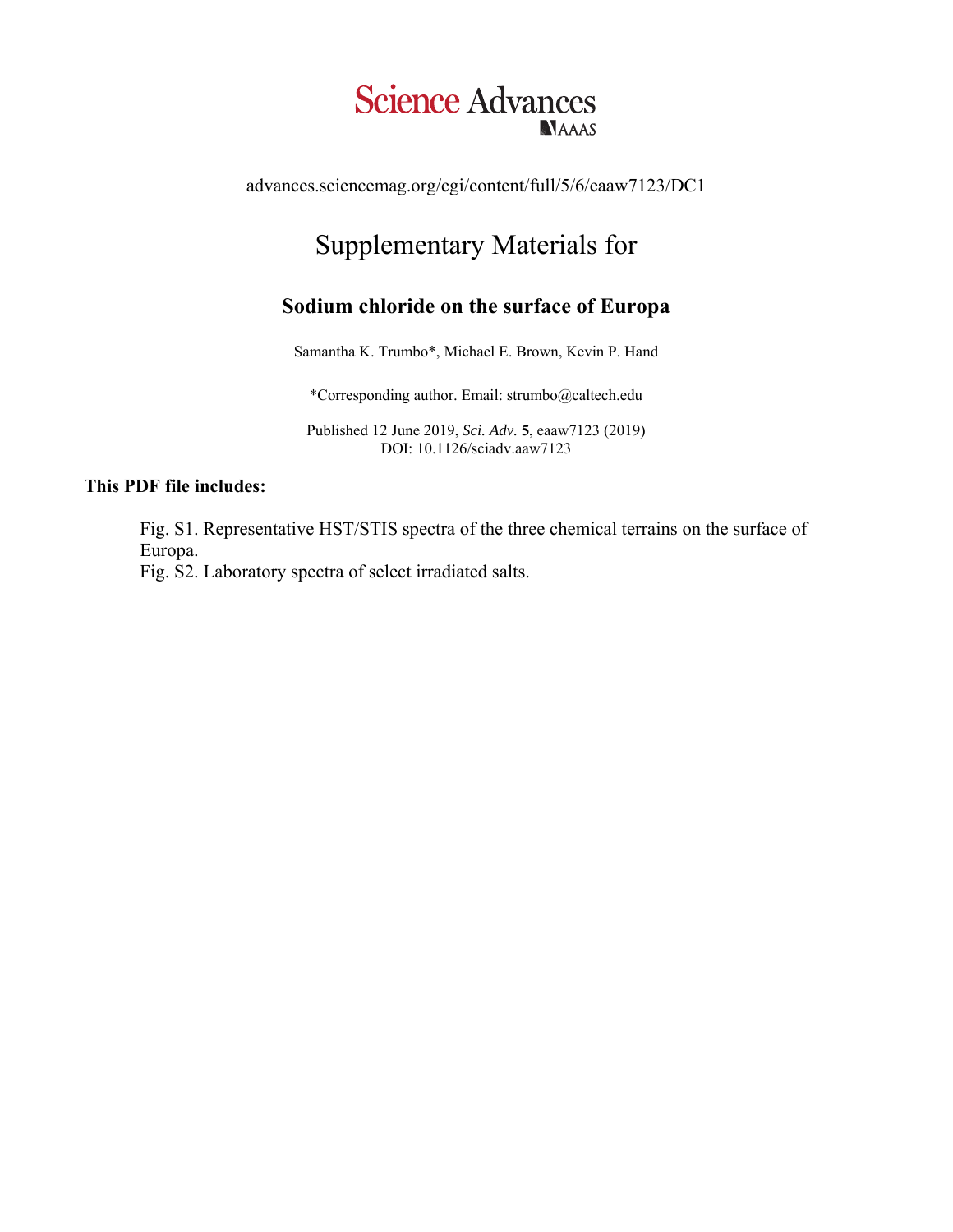Science Advances

AAAS

advances.sciencemag.org/cgi/content/full/5/6/eaaw7123/DC1

# Supplementary Materials for

## Sodium chloride on the surface of Europa

Samantha K. Trumbo*, Michael E. Brown, Kevin P. Hand

*Corresponding author. Email: strumbo@caltech.edu

Published 12 June 2019, *Sci. Adv.* **5**, eaaw7123 (2019)
DOI: 10.1126/sciadv.aaw7123

**This PDF file includes:**

Fig. S1. Representative HST/STIS spectra of the three chemical terrains on the surface of Europa.
Fig. S2. Laboratory spectra of select irradiated salts.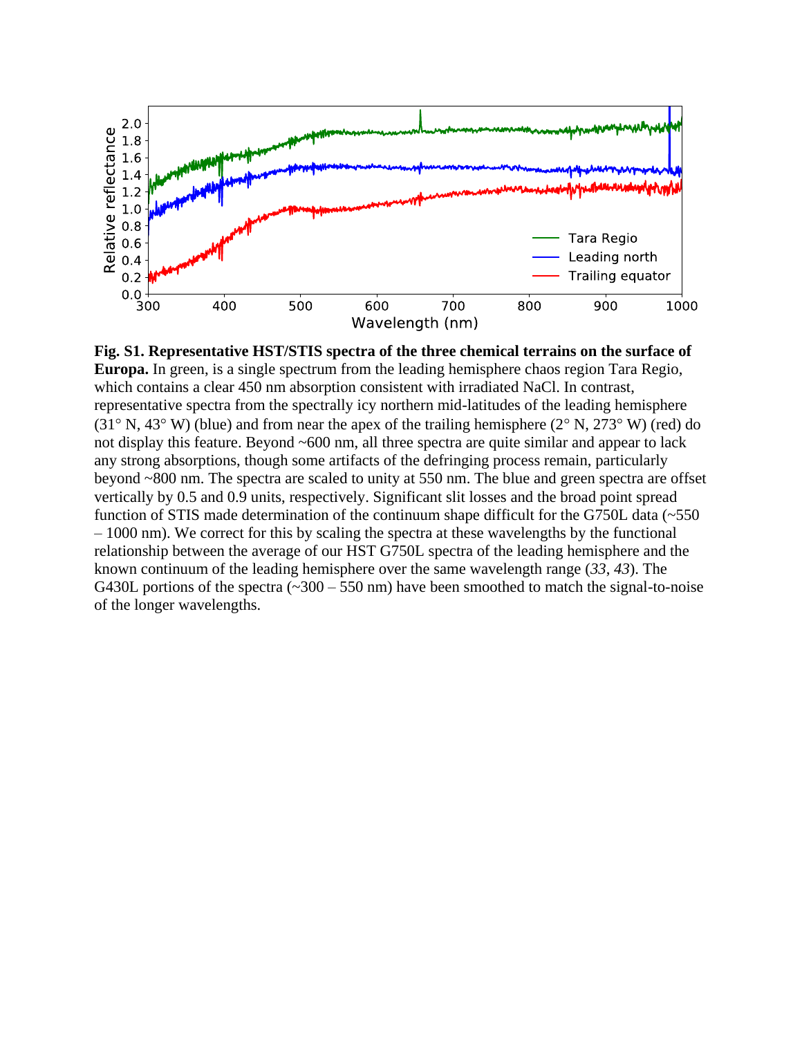**Fig. S1. Representative HST/STIS spectra of the three chemical terrains on the surface of Europa.** In green, is a single spectrum from the leading hemisphere chaos region Tara Regio, which contains a clear 450 nm absorption consistent with irradiated NaCl. In contrast, representative spectra from the spectrally icy northern mid-latitudes of the leading hemisphere (31° N, 43° W) (blue) and from near the apex of the trailing hemisphere (2° N, 273° W) (red) do not display this feature. Beyond ~600 nm, all three spectra are quite similar and appear to lack any strong absorptions, though some artifacts of the defringing process remain, particularly beyond ~800 nm. The spectra are scaled to unity at 550 nm. The blue and green spectra are offset vertically by 0.5 and 0.9 units, respectively. Significant slit losses and the broad point spread function of STIS made determination of the continuum shape difficult for the G750L data (~550 – 1000 nm). We correct for this by scaling the spectra at these wavelengths by the functional relationship between the average of our HST G750L spectra of the leading hemisphere and the known continuum of the leading hemisphere over the same wavelength range (*33*, *43*). The G430L portions of the spectra (~300 – 550 nm) have been smoothed to match the signal-to-noise of the longer wavelengths.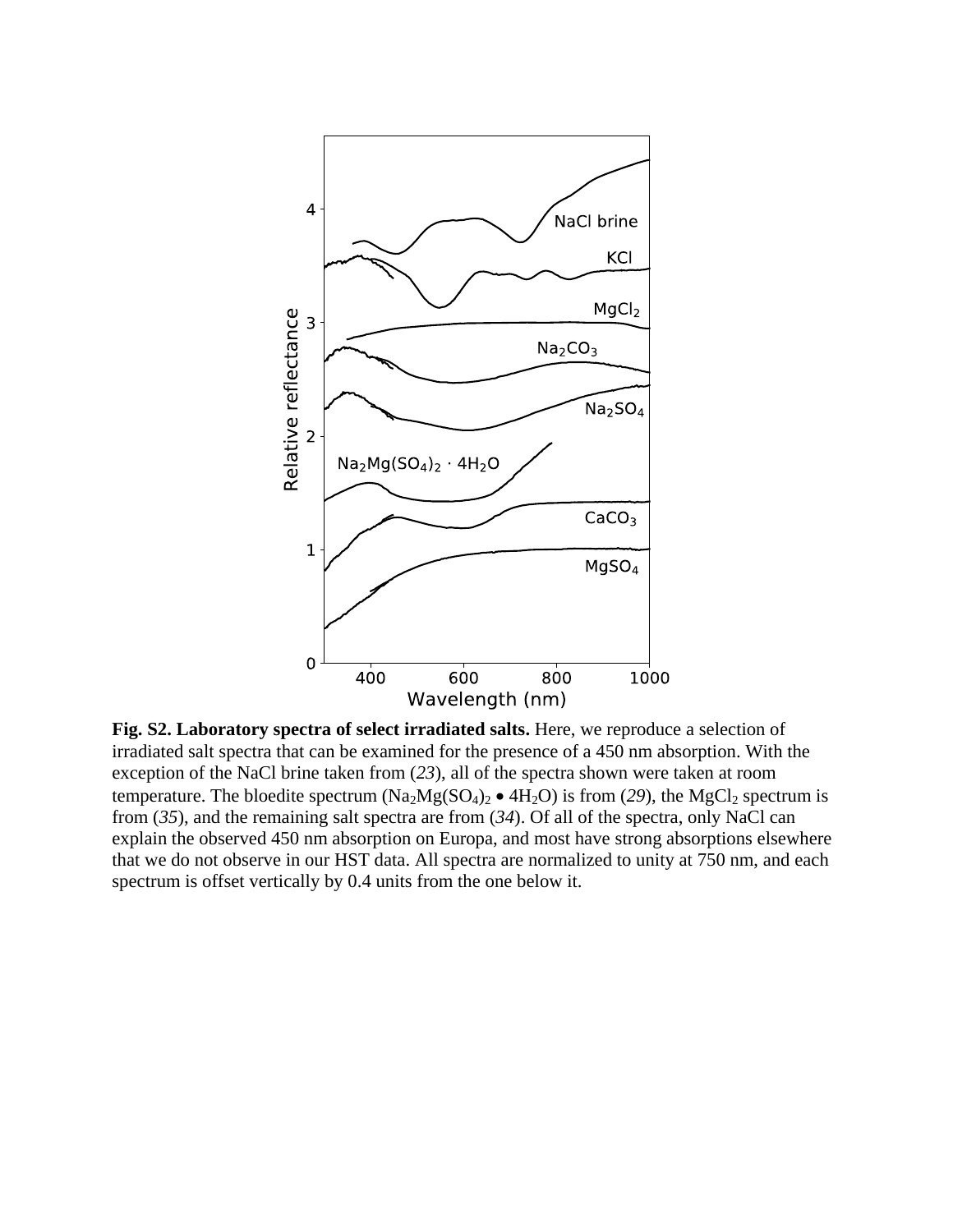Relative reflectance

Wavelength (nm)

0

1

2

3

4

400

600

800

1000

NaCl brine

KCl

$MgCl_2$

$Na_2CO_3$

$Na_2SO_4$

$Na_2Mg(SO_4)_2 \cdot 4H_2O$

$CaCO_3$

$MgSO_4$

**Fig. S2. Laboratory spectra of select irradiated salts.** Here, we reproduce a selection of irradiated salt spectra that can be examined for the presence of a 450 nm absorption. With the exception of the NaCl brine taken from (*23*), all of the spectra shown were taken at room temperature. The bloedite spectrum ($Na_2Mg(SO_4)_2 \bullet 4H_2O$) is from (*29*), the $MgCl_2$ spectrum is from (*35*), and the remaining salt spectra are from (*34*). Of all of the spectra, only NaCl can explain the observed 450 nm absorption on Europa, and most have strong absorptions elsewhere that we do not observe in our HST data. All spectra are normalized to unity at 750 nm, and each spectrum is offset vertically by 0.4 units from the one below it.